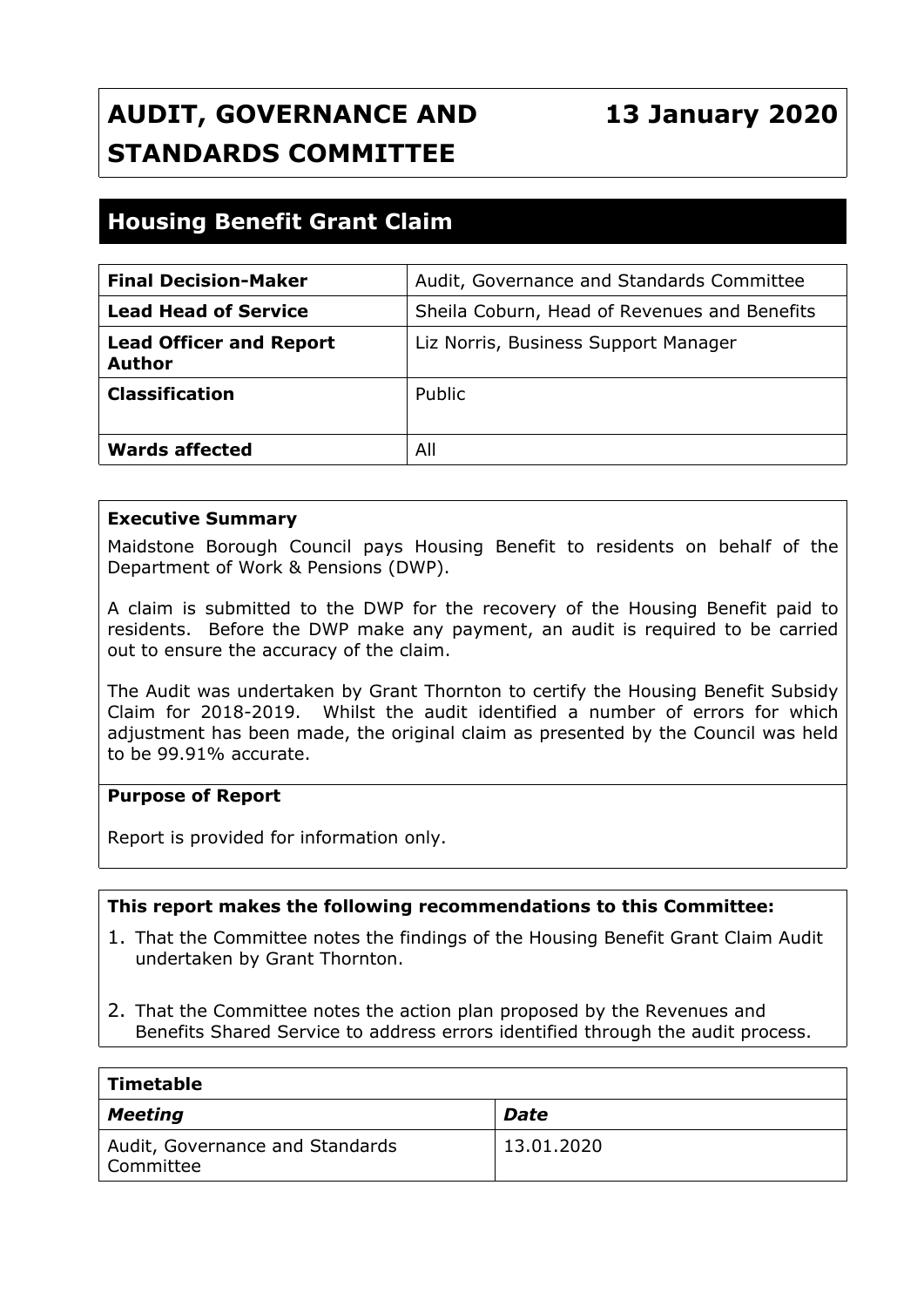# AUDIT, GOVERNANCE AND STANDARDS COMMITTEE

**13 January 2020**

## Housing Benefit Grant Claim

| | |
|---|---|
| **Final Decision-Maker** | Audit, Governance and Standards Committee |
| **Lead Head of Service** | Sheila Coburn, Head of Revenues and Benefits |
| **Lead Officer and Report Author** | Liz Norris, Business Support Manager |
| **Classification** | Public |
| **Wards affected** | All |

**Executive Summary**

Maidstone Borough Council pays Housing Benefit to residents on behalf of the Department of Work & Pensions (DWP).

A claim is submitted to the DWP for the recovery of the Housing Benefit paid to residents. Before the DWP make any payment, an audit is required to be carried out to ensure the accuracy of the claim.

The Audit was undertaken by Grant Thornton to certify the Housing Benefit Subsidy Claim for 2018-2019. Whilst the audit identified a number of errors for which adjustment has been made, the original claim as presented by the Council was held to be 99.91% accurate.

**Purpose of Report**

Report is provided for information only.

**This report makes the following recommendations to this Committee:**

1. That the Committee notes the findings of the Housing Benefit Grant Claim Audit undertaken by Grant Thornton.
2. That the Committee notes the action plan proposed by the Revenues and Benefits Shared Service to address errors identified through the audit process.

| **Timetable** | |
|---|---|
| ***Meeting*** | ***Date*** |
| Audit, Governance and Standards Committee | 13.01.2020 |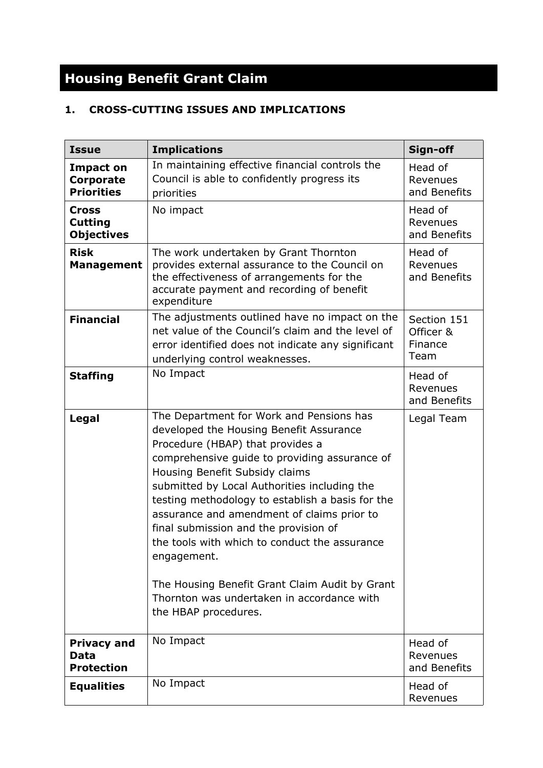# Housing Benefit Grant Claim

## 1. CROSS-CUTTING ISSUES AND IMPLICATIONS

| Issue | Implications | Sign-off |
|---|---|---|
| **Impact on Corporate Priorities** | In maintaining effective financial controls the Council is able to confidently progress its priorities | Head of Revenues and Benefits |
| **Cross Cutting Objectives** | No impact | Head of Revenues and Benefits |
| **Risk Management** | The work undertaken by Grant Thornton provides external assurance to the Council on the effectiveness of arrangements for the accurate payment and recording of benefit expenditure | Head of Revenues and Benefits |
| **Financial** | The adjustments outlined have no impact on the net value of the Council's claim and the level of error identified does not indicate any significant underlying control weaknesses. | Section 151 Officer & Finance Team |
| **Staffing** | No Impact | Head of Revenues and Benefits |
| **Legal** | The Department for Work and Pensions has developed the Housing Benefit Assurance Procedure (HBAP) that provides a comprehensive guide to providing assurance of Housing Benefit Subsidy claims submitted by Local Authorities including the testing methodology to establish a basis for the assurance and amendment of claims prior to final submission and the provision of the tools with which to conduct the assurance engagement.<br><br>The Housing Benefit Grant Claim Audit by Grant Thornton was undertaken in accordance with the HBAP procedures. | Legal Team |
| **Privacy and Data Protection** | No Impact | Head of Revenues and Benefits |
| **Equalities** | No Impact | Head of Revenues |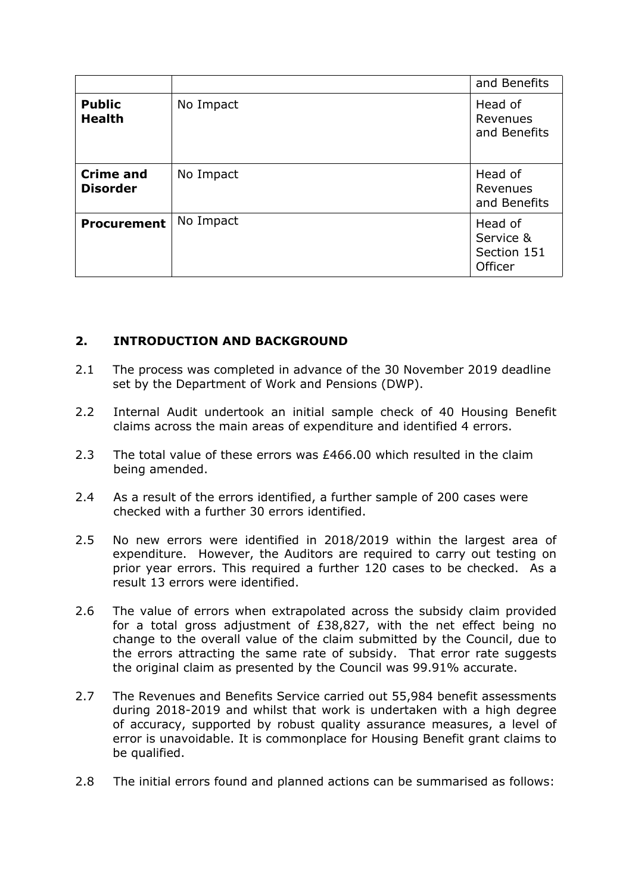| | | and Benefits |
|---|---|---|
| **Public Health** | No Impact | Head of Revenues and Benefits |
| **Crime and Disorder** | No Impact | Head of Revenues and Benefits |
| **Procurement** | No Impact | Head of Service & Section 151 Officer |

## 2. INTRODUCTION AND BACKGROUND

2.1 The process was completed in advance of the 30 November 2019 deadline set by the Department of Work and Pensions (DWP).

2.2 Internal Audit undertook an initial sample check of 40 Housing Benefit claims across the main areas of expenditure and identified 4 errors.

2.3 The total value of these errors was £466.00 which resulted in the claim being amended.

2.4 As a result of the errors identified, a further sample of 200 cases were checked with a further 30 errors identified.

2.5 No new errors were identified in 2018/2019 within the largest area of expenditure. However, the Auditors are required to carry out testing on prior year errors. This required a further 120 cases to be checked. As a result 13 errors were identified.

2.6 The value of errors when extrapolated across the subsidy claim provided for a total gross adjustment of £38,827, with the net effect being no change to the overall value of the claim submitted by the Council, due to the errors attracting the same rate of subsidy. That error rate suggests the original claim as presented by the Council was 99.91% accurate.

2.7 The Revenues and Benefits Service carried out 55,984 benefit assessments during 2018-2019 and whilst that work is undertaken with a high degree of accuracy, supported by robust quality assurance measures, a level of error is unavoidable. It is commonplace for Housing Benefit grant claims to be qualified.

2.8 The initial errors found and planned actions can be summarised as follows: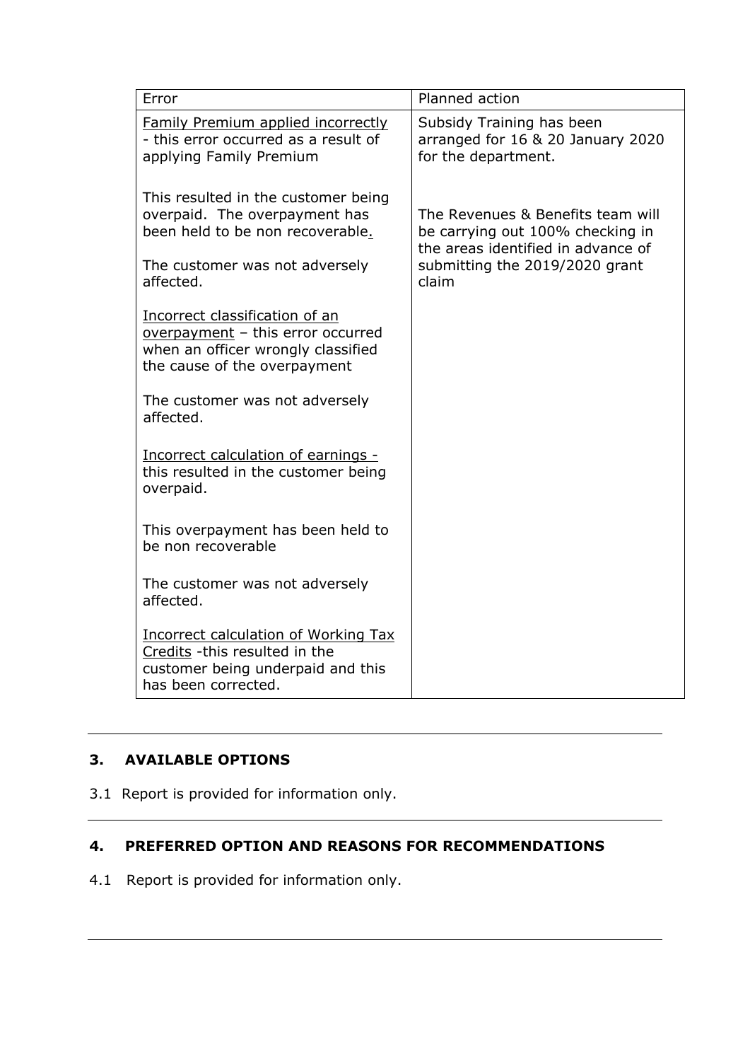| Error | Planned action |
| --- | --- |
| Family Premium applied incorrectly - this error occurred as a result of applying Family Premium<br><br>This resulted in the customer being overpaid. The overpayment has been held to be non recoverable.<br><br>The customer was not adversely affected.<br><br>Incorrect classification of an overpayment – this error occurred when an officer wrongly classified the cause of the overpayment<br><br>The customer was not adversely affected.<br><br>Incorrect calculation of earnings - this resulted in the customer being overpaid.<br><br>This overpayment has been held to be non recoverable<br><br>The customer was not adversely affected.<br><br>Incorrect calculation of Working Tax Credits -this resulted in the customer being underpaid and this has been corrected. | Subsidy Training has been arranged for 16 & 20 January 2020 for the department.<br><br>The Revenues & Benefits team will be carrying out 100% checking in the areas identified in advance of submitting the 2019/2020 grant claim |

## 3. AVAILABLE OPTIONS

3.1 Report is provided for information only.

## 4. PREFERRED OPTION AND REASONS FOR RECOMMENDATIONS

4.1 Report is provided for information only.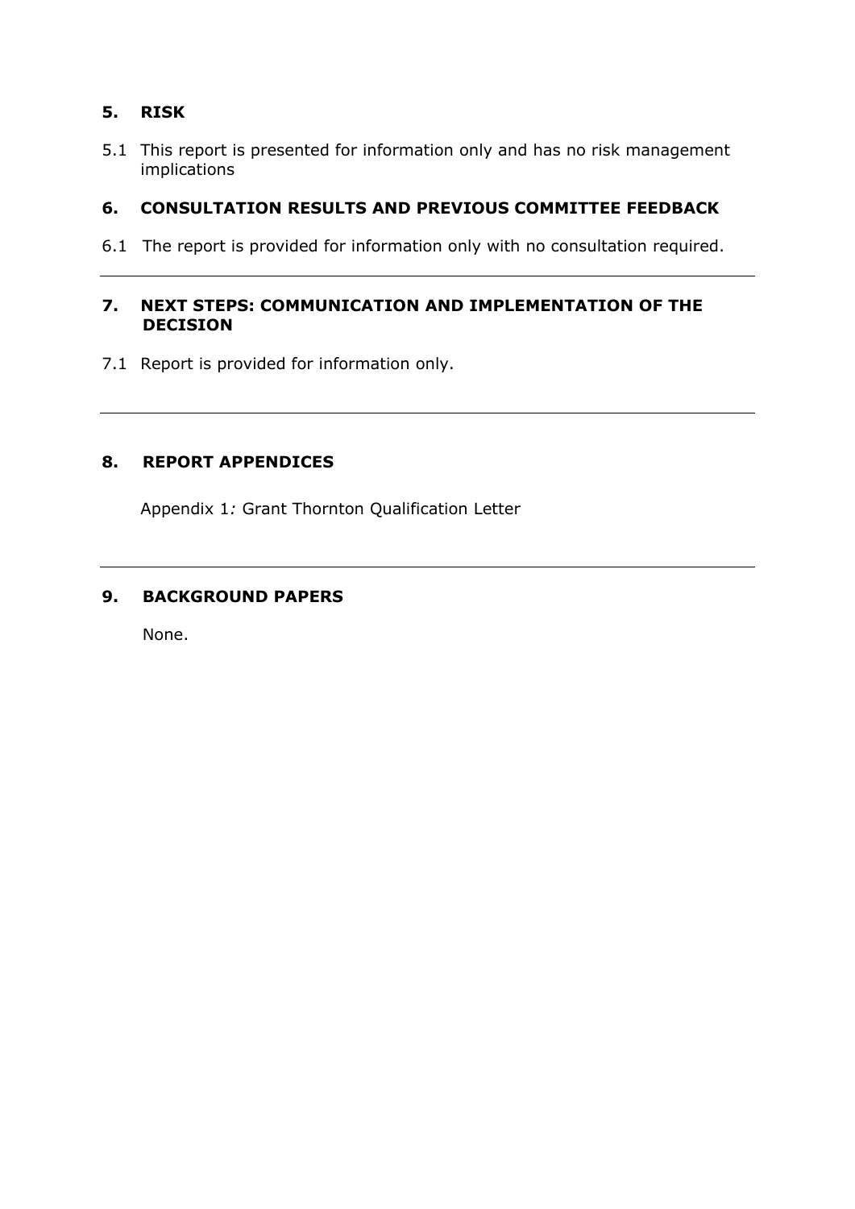## 5. RISK

5.1 This report is presented for information only and has no risk management implications

## 6. CONSULTATION RESULTS AND PREVIOUS COMMITTEE FEEDBACK

6.1 The report is provided for information only with no consultation required.

---

## 7. NEXT STEPS: COMMUNICATION AND IMPLEMENTATION OF THE DECISION

7.1 Report is provided for information only.

---

## 8. REPORT APPENDICES

Appendix 1*:* Grant Thornton Qualification Letter

---

## 9. BACKGROUND PAPERS

None.